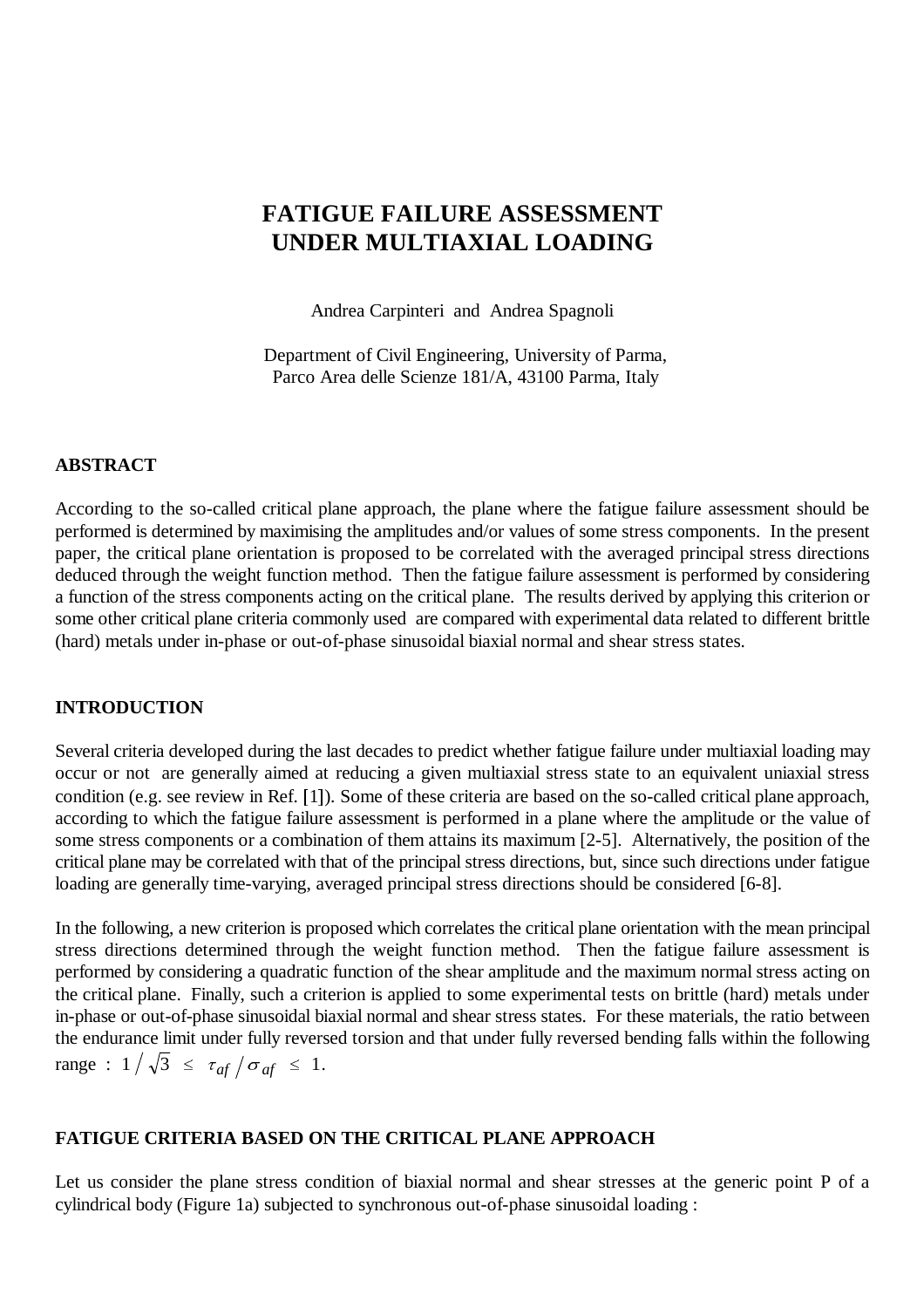# FATIGUE FAILURE ASSESSMENT UNDER MULTIAXIAL LOADING

Andrea Carpinteri and Andrea Spagnoli

Department of Civil Engineering, University of Parma,
Parco Area delle Scienze 181/A, 43100 Parma, Italy

## ABSTRACT

According to the so-called critical plane approach, the plane where the fatigue failure assessment should be performed is determined by maximising the amplitudes and/or values of some stress components. In the present paper, the critical plane orientation is proposed to be correlated with the averaged principal stress directions deduced through the weight function method. Then the fatigue failure assessment is performed by considering a function of the stress components acting on the critical plane. The results derived by applying this criterion or some other critical plane criteria commonly used are compared with experimental data related to different brittle (hard) metals under in-phase or out-of-phase sinusoidal biaxial normal and shear stress states.

## INTRODUCTION

Several criteria developed during the last decades to predict whether fatigue failure under multiaxial loading may occur or not are generally aimed at reducing a given multiaxial stress state to an equivalent uniaxial stress condition (e.g. see review in Ref. [1]). Some of these criteria are based on the so-called critical plane approach, according to which the fatigue failure assessment is performed in a plane where the amplitude or the value of some stress components or a combination of them attains its maximum [2-5]. Alternatively, the position of the critical plane may be correlated with that of the principal stress directions, but, since such directions under fatigue loading are generally time-varying, averaged principal stress directions should be considered [6-8].

In the following, a new criterion is proposed which correlates the critical plane orientation with the mean principal stress directions determined through the weight function method. Then the fatigue failure assessment is performed by considering a quadratic function of the shear amplitude and the maximum normal stress acting on the critical plane. Finally, such a criterion is applied to some experimental tests on brittle (hard) metals under in-phase or out-of-phase sinusoidal biaxial normal and shear stress states. For these materials, the ratio between the endurance limit under fully reversed torsion and that under fully reversed bending falls within the following range : $1/\sqrt{3} \;\leq\; \tau_{af}/\sigma_{af} \;\leq\; 1$.

## FATIGUE CRITERIA BASED ON THE CRITICAL PLANE APPROACH

Let us consider the plane stress condition of biaxial normal and shear stresses at the generic point P of a cylindrical body (Figure 1a) subjected to synchronous out-of-phase sinusoidal loading :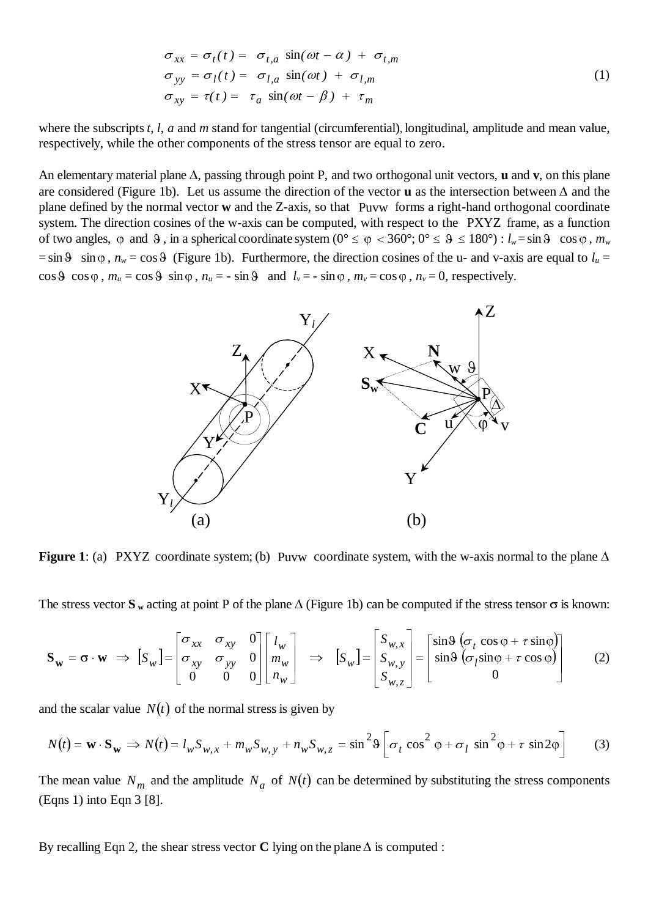$$\sigma_{xx} = \sigma_t(t) = \sigma_{t,a} \sin(\omega t - \alpha) + \sigma_{t,m}$$
$$\sigma_{yy} = \sigma_l(t) = \sigma_{l,a} \sin(\omega t) + \sigma_{l,m} \qquad (1)$$
$$\sigma_{xy} = \tau(t) = \tau_a \sin(\omega t - \beta) + \tau_m$$

where the subscripts *t*, *l*, *a* and *m* stand for tangential (circumferential), longitudinal, amplitude and mean value, respectively, while the other components of the stress tensor are equal to zero.

An elementary material plane Δ, passing through point P, and two orthogonal unit vectors, **u** and **v**, on this plane are considered (Figure 1b). Let us assume the direction of the vector **u** as the intersection between Δ and the plane defined by the normal vector **w** and the Z-axis, so that Puvw forms a right-hand orthogonal coordinate system. The direction cosines of the w-axis can be computed, with respect to the PXYZ frame, as a function of two angles, $\varphi$ and $\vartheta$, in a spherical coordinate system ($0° \leq \varphi < 360°$; $0° \leq \vartheta \leq 180°$) : $l_w = \sin\vartheta \cos\varphi$, $m_w = \sin\vartheta \sin\varphi$, $n_w = \cos\vartheta$ (Figure 1b). Furthermore, the direction cosines of the u- and v-axis are equal to $l_u = \cos\vartheta \cos\varphi$, $m_u = \cos\vartheta \sin\varphi$, $n_u = -\sin\vartheta$ and $l_v = -\sin\varphi$, $m_v = \cos\varphi$, $n_v = 0$, respectively.

Y$_l$

Z

X

P

Y

Y$_l$

(a)

Z

X

N

w $\vartheta$

$\mathbf{S_w}$

P

Δ

C

u

$\varphi$

v

Y

(b)

**Figure 1**: (a) PXYZ coordinate system; (b) Puvw coordinate system, with the w-axis normal to the plane Δ

The stress vector $\mathbf{S_w}$ acting at point P of the plane Δ (Figure 1b) can be computed if the stress tensor $\sigma$ is known:

$$\mathbf{S_w} = \sigma \cdot \mathbf{w} \;\Rightarrow\; [S_w] = \begin{bmatrix} \sigma_{xx} & \sigma_{xy} & 0 \\ \sigma_{xy} & \sigma_{yy} & 0 \\ 0 & 0 & 0 \end{bmatrix} \begin{bmatrix} l_w \\ m_w \\ n_w \end{bmatrix} \;\Rightarrow\; [S_w] = \begin{bmatrix} S_{w,x} \\ S_{w,y} \\ S_{w,z} \end{bmatrix} = \begin{bmatrix} \sin\vartheta\,(\sigma_t \cos\varphi + \tau \sin\varphi) \\ \sin\vartheta\,(\sigma_l \sin\varphi + \tau \cos\varphi) \\ 0 \end{bmatrix} \qquad (2)$$

and the scalar value $N(t)$ of the normal stress is given by

$$N(t) = \mathbf{w} \cdot \mathbf{S_w} \Rightarrow N(t) = l_w S_{w,x} + m_w S_{w,y} + n_w S_{w,z} = \sin^2\vartheta \left[\sigma_t \cos^2\varphi + \sigma_l \sin^2\varphi + \tau \sin 2\varphi\right] \qquad (3)$$

The mean value $N_m$ and the amplitude $N_a$ of $N(t)$ can be determined by substituting the stress components (Eqns 1) into Eqn 3 [8].

By recalling Eqn 2, the shear stress vector **C** lying on the plane Δ is computed :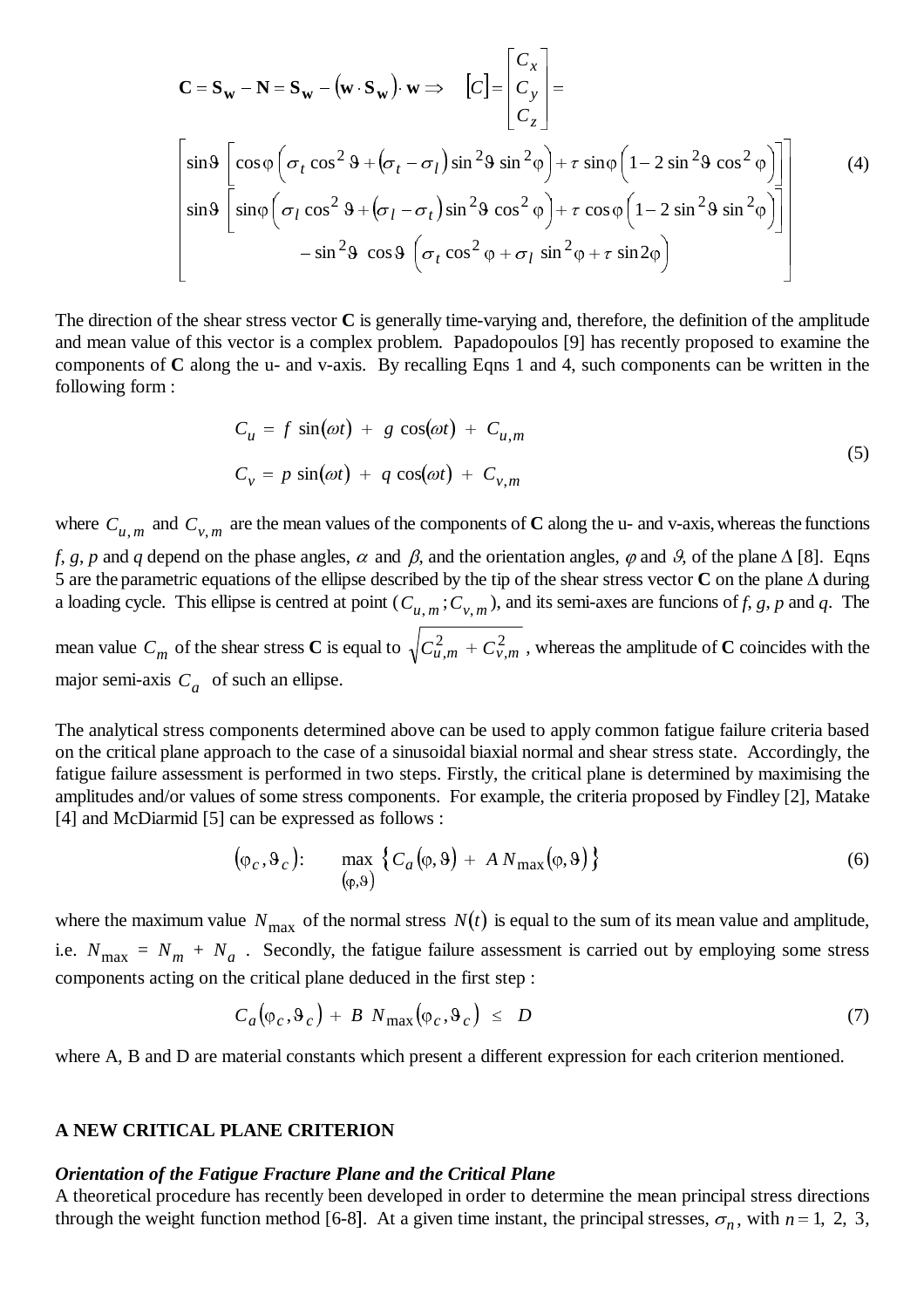$$
\mathbf{C} = \mathbf{S_w} - \mathbf{N} = \mathbf{S_w} - \left(\mathbf{w} \cdot \mathbf{S_w}\right) \cdot \mathbf{w} \Rightarrow \quad [C] = \begin{bmatrix} C_x \\ C_y \\ C_z \end{bmatrix} =
$$

$$
\begin{bmatrix}
\sin\vartheta \left[ \cos\varphi \left( \sigma_t \cos^2\vartheta + \left(\sigma_t - \sigma_l\right) \sin^2\vartheta \sin^2\varphi \right) + \tau \sin\varphi \left( 1 - 2\sin^2\vartheta \cos^2\varphi \right) \right] \\
\sin\vartheta \left[ \sin\varphi \left( \sigma_l \cos^2\vartheta + \left(\sigma_l - \sigma_t\right) \sin^2\vartheta \cos^2\varphi \right) + \tau \cos\varphi \left( 1 - 2\sin^2\vartheta \sin^2\varphi \right) \right] \\
-\sin^2\vartheta \cos\vartheta \left( \sigma_t \cos^2\varphi + \sigma_l \sin^2\varphi + \tau \sin 2\varphi \right)
\end{bmatrix} \tag{4}
$$

The direction of the shear stress vector **C** is generally time-varying and, therefore, the definition of the amplitude and mean value of this vector is a complex problem. Papadopoulos [9] has recently proposed to examine the components of **C** along the u- and v-axis. By recalling Eqns 1 and 4, such components can be written in the following form :

$$
\begin{aligned}
C_u &= f \sin(\omega t) + g \cos(\omega t) + C_{u,m} \\
C_v &= p \sin(\omega t) + q \cos(\omega t) + C_{v,m}
\end{aligned} \tag{5}
$$

where $C_{u,m}$ and $C_{v,m}$ are the mean values of the components of **C** along the u- and v-axis, whereas the functions $f$, $g$, $p$ and $q$ depend on the phase angles, $\alpha$ and $\beta$, and the orientation angles, $\varphi$ and $\vartheta$, of the plane $\Delta$ [8]. Eqns 5 are the parametric equations of the ellipse described by the tip of the shear stress vector **C** on the plane $\Delta$ during a loading cycle. This ellipse is centred at point ($C_{u,m}$;$C_{v,m}$), and its semi-axes are funcions of $f$, $g$, $p$ and $q$. The mean value $C_m$ of the shear stress **C** is equal to $\sqrt{C_{u,m}^2 + C_{v,m}^2}$, whereas the amplitude of **C** coincides with the major semi-axis $C_a$ of such an ellipse.

The analytical stress components determined above can be used to apply common fatigue failure criteria based on the critical plane approach to the case of a sinusoidal biaxial normal and shear stress state. Accordingly, the fatigue failure assessment is performed in two steps. Firstly, the critical plane is determined by maximising the amplitudes and/or values of some stress components. For example, the criteria proposed by Findley [2], Matake [4] and McDiarmid [5] can be expressed as follows :

$$
\left(\varphi_c, \vartheta_c\right): \qquad \max_{(\varphi,\vartheta)} \left\{ C_a(\varphi,\vartheta) + A\, N_{\max}(\varphi,\vartheta) \right\} \tag{6}
$$

where the maximum value $N_{\max}$ of the normal stress $N(t)$ is equal to the sum of its mean value and amplitude, i.e. $N_{\max} = N_m + N_a$. Secondly, the fatigue failure assessment is carried out by employing some stress components acting on the critical plane deduced in the first step :

$$
C_a\left(\varphi_c, \vartheta_c\right) + B\, N_{\max}\left(\varphi_c, \vartheta_c\right) \le D \tag{7}
$$

where A, B and D are material constants which present a different expression for each criterion mentioned.

## A NEW CRITICAL PLANE CRITERION

### *Orientation of the Fatigue Fracture Plane and the Critical Plane*

A theoretical procedure has recently been developed in order to determine the mean principal stress directions through the weight function method [6-8]. At a given time instant, the principal stresses, $\sigma_n$, with $n = 1, 2, 3,$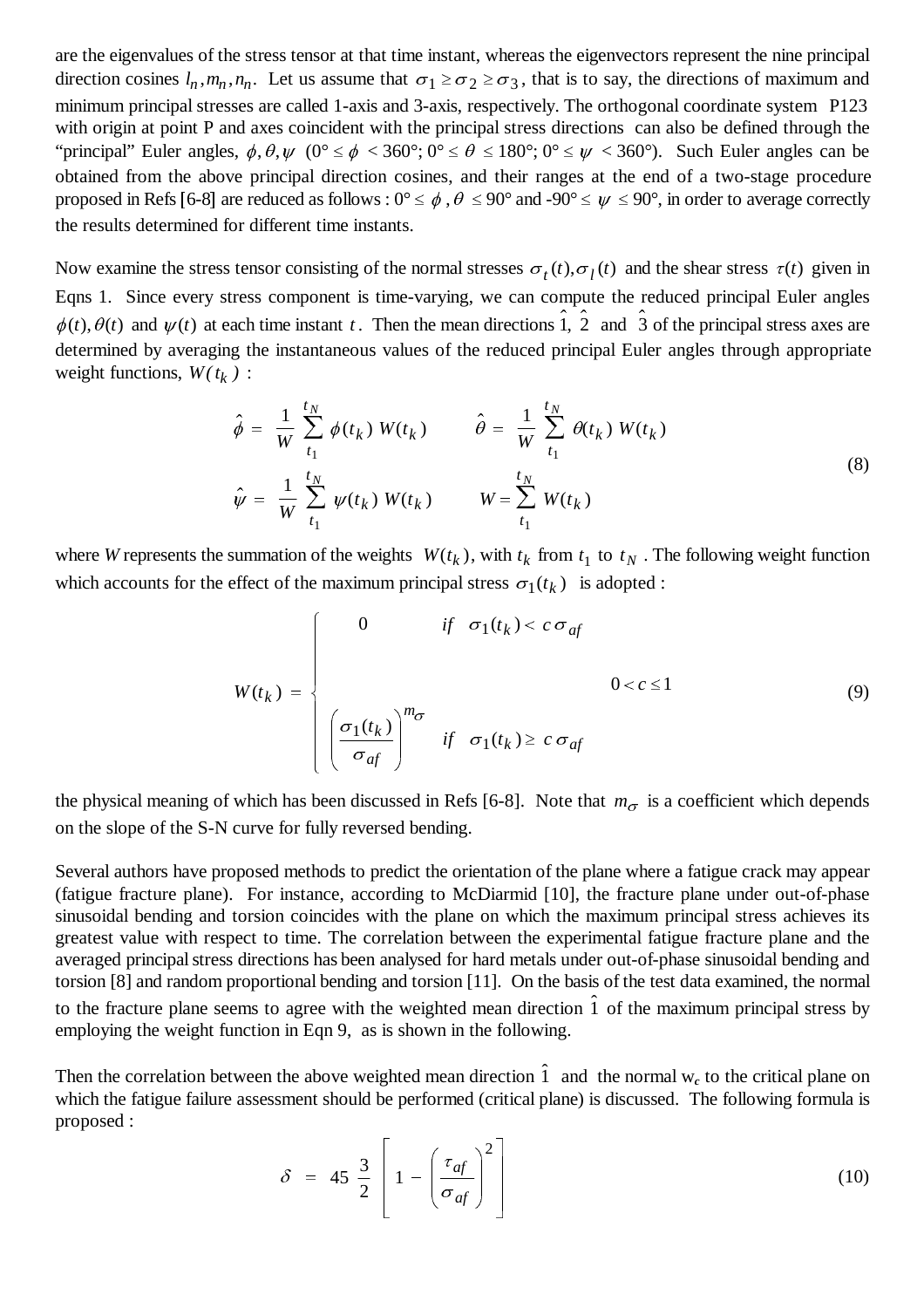are the eigenvalues of the stress tensor at that time instant, whereas the eigenvectors represent the nine principal direction cosines $l_n, m_n, n_n$. Let us assume that $\sigma_1 \geq \sigma_2 \geq \sigma_3$, that is to say, the directions of maximum and minimum principal stresses are called 1-axis and 3-axis, respectively. The orthogonal coordinate system P123 with origin at point P and axes coincident with the principal stress directions can also be defined through the "principal" Euler angles, $\phi, \theta, \psi$ ($0° \leq \phi < 360°$; $0° \leq \theta \leq 180°$; $0° \leq \psi < 360°$). Such Euler angles can be obtained from the above principal direction cosines, and their ranges at the end of a two-stage procedure proposed in Refs [6-8] are reduced as follows : $0° \leq \phi, \theta \leq 90°$ and $-90° \leq \psi \leq 90°$, in order to average correctly the results determined for different time instants.

Now examine the stress tensor consisting of the normal stresses $\sigma_t(t), \sigma_l(t)$ and the shear stress $\tau(t)$ given in Eqns 1. Since every stress component is time-varying, we can compute the reduced principal Euler angles $\phi(t), \theta(t)$ and $\psi(t)$ at each time instant $t$. Then the mean directions $\hat{1}$, $\hat{2}$ and $\hat{3}$ of the principal stress axes are determined by averaging the instantaneous values of the reduced principal Euler angles through appropriate weight functions, $W(t_k)$ :

$$\hat{\phi} = \frac{1}{W} \sum_{t_1}^{t_N} \phi(t_k)\, W(t_k) \qquad \hat{\theta} = \frac{1}{W} \sum_{t_1}^{t_N} \theta(t_k)\, W(t_k)$$
$$\hat{\psi} = \frac{1}{W} \sum_{t_1}^{t_N} \psi(t_k)\, W(t_k) \qquad W = \sum_{t_1}^{t_N} W(t_k) \tag{8}$$

where $W$ represents the summation of the weights $W(t_k)$, with $t_k$ from $t_1$ to $t_N$. The following weight function which accounts for the effect of the maximum principal stress $\sigma_1(t_k)$ is adopted :

$$W(t_k) = \begin{cases} 0 & \text{if} \quad \sigma_1(t_k) < c\,\sigma_{af} \\ & \qquad\qquad\qquad 0 < c \leq 1 \\ \left(\dfrac{\sigma_1(t_k)}{\sigma_{af}}\right)^{m_\sigma} & \text{if} \quad \sigma_1(t_k) \geq c\,\sigma_{af} \end{cases} \tag{9}$$

the physical meaning of which has been discussed in Refs [6-8]. Note that $m_\sigma$ is a coefficient which depends on the slope of the S-N curve for fully reversed bending.

Several authors have proposed methods to predict the orientation of the plane where a fatigue crack may appear (fatigue fracture plane). For instance, according to McDiarmid [10], the fracture plane under out-of-phase sinusoidal bending and torsion coincides with the plane on which the maximum principal stress achieves its greatest value with respect to time. The correlation between the experimental fatigue fracture plane and the averaged principal stress directions has been analysed for hard metals under out-of-phase sinusoidal bending and torsion [8] and random proportional bending and torsion [11]. On the basis of the test data examined, the normal to the fracture plane seems to agree with the weighted mean direction $\hat{1}$ of the maximum principal stress by employing the weight function in Eqn 9, as is shown in the following.

Then the correlation between the above weighted mean direction $\hat{1}$ and the normal $w_c$ to the critical plane on which the fatigue failure assessment should be performed (critical plane) is discussed. The following formula is proposed :

$$\delta = 45\,\frac{3}{2}\left[1 - \left(\frac{\tau_{af}}{\sigma_{af}}\right)^2\right] \tag{10}$$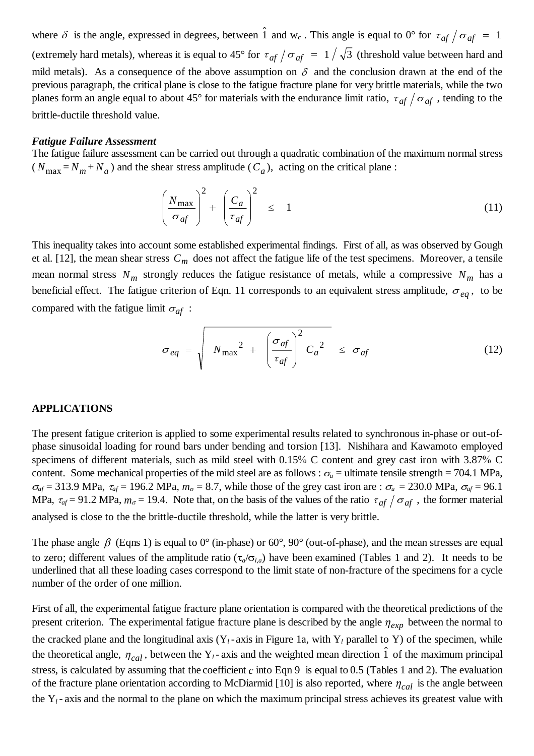where $\delta$ is the angle, expressed in degrees, between $\hat{1}$ and $w_c$. This angle is equal to 0° for $\tau_{af} / \sigma_{af} = 1$ (extremely hard metals), whereas it is equal to 45° for $\tau_{af} / \sigma_{af} = 1 / \sqrt{3}$ (threshold value between hard and mild metals). As a consequence of the above assumption on $\delta$ and the conclusion drawn at the end of the previous paragraph, the critical plane is close to the fatigue fracture plane for very brittle materials, while the two planes form an angle equal to about 45° for materials with the endurance limit ratio, $\tau_{af} / \sigma_{af}$, tending to the brittle-ductile threshold value.

### *Fatigue Failure Assessment*

The fatigue failure assessment can be carried out through a quadratic combination of the maximum normal stress ($N_{max} = N_m + N_a$) and the shear stress amplitude ($C_a$), acting on the critical plane :

$$\left( \frac{N_{max}}{\sigma_{af}} \right)^2 + \left( \frac{C_a}{\tau_{af}} \right)^2 \leq 1 \tag{11}$$

This inequality takes into account some established experimental findings. First of all, as was observed by Gough et al. [12], the mean shear stress $C_m$ does not affect the fatigue life of the test specimens. Moreover, a tensile mean normal stress $N_m$ strongly reduces the fatigue resistance of metals, while a compressive $N_m$ has a beneficial effect. The fatigue criterion of Eqn. 11 corresponds to an equivalent stress amplitude, $\sigma_{eq}$, to be compared with the fatigue limit $\sigma_{af}$ :

$$\sigma_{eq} = \sqrt{ N_{max}{}^2 + \left( \frac{\sigma_{af}}{\tau_{af}} \right)^2 C_a{}^2 } \leq \sigma_{af} \tag{12}$$

## APPLICATIONS

The present fatigue criterion is applied to some experimental results related to synchronous in-phase or out-of-phase sinusoidal loading for round bars under bending and torsion [13]. Nishihara and Kawamoto employed specimens of different materials, such as mild steel with 0.15% C content and grey cast iron with 3.87% C content. Some mechanical properties of the mild steel are as follows : $\sigma_u$ = ultimate tensile strength = 704.1 MPa, $\sigma_{af}$ = 313.9 MPa, $\tau_{af}$ = 196.2 MPa, $m_\sigma$ = 8.7, while those of the grey cast iron are : $\sigma_u$ = 230.0 MPa, $\sigma_{af}$ = 96.1 MPa, $\tau_{af}$ = 91.2 MPa, $m_\sigma$ = 19.4. Note that, on the basis of the values of the ratio $\tau_{af} / \sigma_{af}$, the former material analysed is close to the the brittle-ductile threshold, while the latter is very brittle.

The phase angle $\beta$ (Eqns 1) is equal to 0° (in-phase) or 60°, 90° (out-of-phase), and the mean stresses are equal to zero; different values of the amplitude ratio ($\tau_a/\sigma_{l,a}$) have been examined (Tables 1 and 2). It needs to be underlined that all these loading cases correspond to the limit state of non-fracture of the specimens for a cycle number of the order of one million.

First of all, the experimental fatigue fracture plane orientation is compared with the theoretical predictions of the present criterion. The experimental fatigue fracture plane is described by the angle $\eta_{exp}$ between the normal to the cracked plane and the longitudinal axis ($Y_l$ - axis in Figure 1a, with $Y_l$ parallel to Y) of the specimen, while the theoretical angle, $\eta_{cal}$, between the $Y_l$ - axis and the weighted mean direction $\hat{1}$ of the maximum principal stress, is calculated by assuming that the coefficient $c$ into Eqn 9 is equal to 0.5 (Tables 1 and 2). The evaluation of the fracture plane orientation according to McDiarmid [10] is also reported, where $\eta_{cal}$ is the angle between the $Y_l$ - axis and the normal to the plane on which the maximum principal stress achieves its greatest value with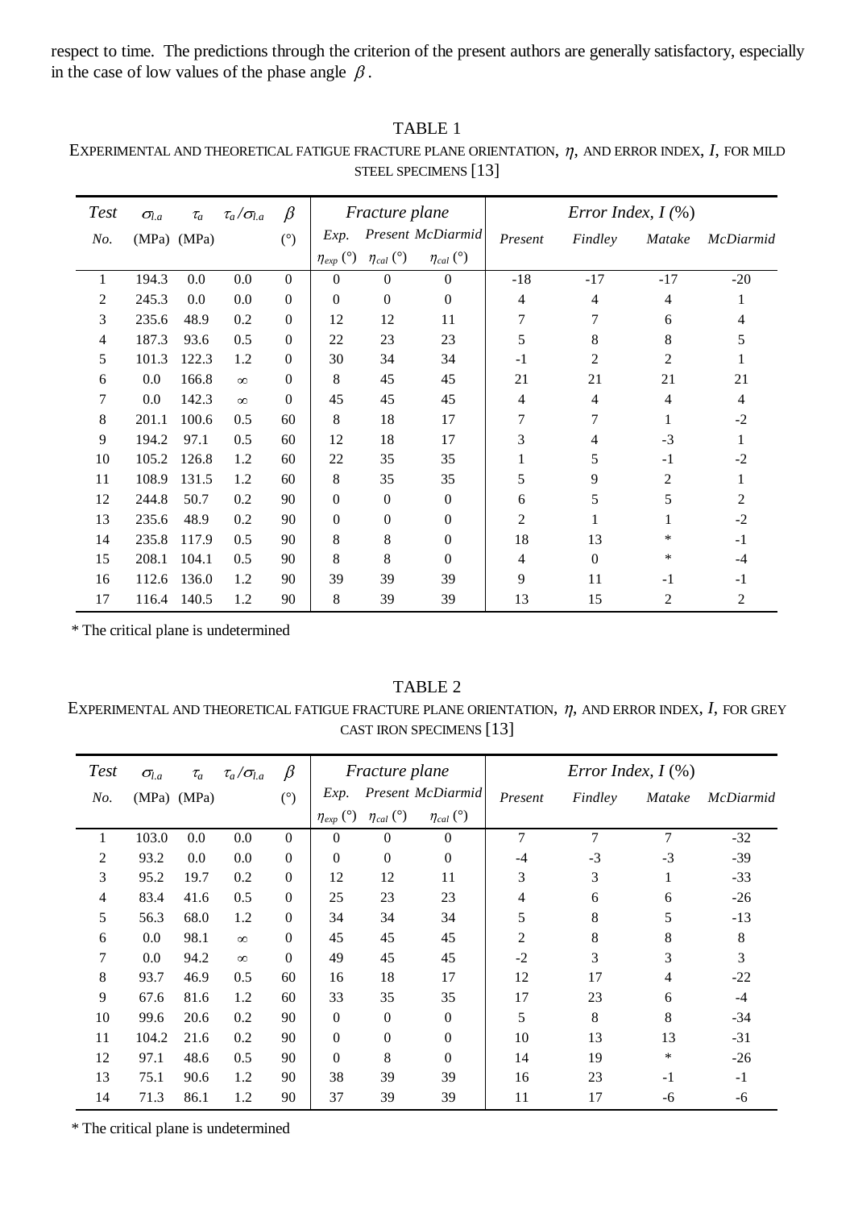respect to time. The predictions through the criterion of the present authors are generally satisfactory, especially in the case of low values of the phase angle $\beta$.

TABLE 1

EXPERIMENTAL AND THEORETICAL FATIGUE FRACTURE PLANE ORIENTATION, $\eta$, AND ERROR INDEX, $I$, FOR MILD STEEL SPECIMENS [13]

| *Test No.* | $\sigma_{l.a}$ (MPa) | $\tau_a$ (MPa) | $\tau_a/\sigma_{l.a}$ | $\beta$ (°) | *Fracture plane* Exp. $\eta_{exp}$ (°) | Present $\eta_{cal}$ (°) | McDiarmid $\eta_{cal}$ (°) | *Error Index, I (%)* Present | Findley | Matake | McDiarmid |
|---|---|---|---|---|---|---|---|---|---|---|---|
| 1 | 194.3 | 0.0 | 0.0 | 0 | 0 | 0 | 0 | -18 | -17 | -17 | -20 |
| 2 | 245.3 | 0.0 | 0.0 | 0 | 0 | 0 | 0 | 4 | 4 | 4 | 1 |
| 3 | 235.6 | 48.9 | 0.2 | 0 | 12 | 12 | 11 | 7 | 7 | 6 | 4 |
| 4 | 187.3 | 93.6 | 0.5 | 0 | 22 | 23 | 23 | 5 | 8 | 8 | 5 |
| 5 | 101.3 | 122.3 | 1.2 | 0 | 30 | 34 | 34 | -1 | 2 | 2 | 1 |
| 6 | 0.0 | 166.8 | $\infty$ | 0 | 8 | 45 | 45 | 21 | 21 | 21 | 21 |
| 7 | 0.0 | 142.3 | $\infty$ | 0 | 45 | 45 | 45 | 4 | 4 | 4 | 4 |
| 8 | 201.1 | 100.6 | 0.5 | 60 | 8 | 18 | 17 | 7 | 7 | 1 | -2 |
| 9 | 194.2 | 97.1 | 0.5 | 60 | 12 | 18 | 17 | 3 | 4 | -3 | 1 |
| 10 | 105.2 | 126.8 | 1.2 | 60 | 22 | 35 | 35 | 1 | 5 | -1 | -2 |
| 11 | 108.9 | 131.5 | 1.2 | 60 | 8 | 35 | 35 | 5 | 9 | 2 | 1 |
| 12 | 244.8 | 50.7 | 0.2 | 90 | 0 | 0 | 0 | 6 | 5 | 5 | 2 |
| 13 | 235.6 | 48.9 | 0.2 | 90 | 0 | 0 | 0 | 2 | 1 | 1 | -2 |
| 14 | 235.8 | 117.9 | 0.5 | 90 | 8 | 8 | 0 | 18 | 13 | * | -1 |
| 15 | 208.1 | 104.1 | 0.5 | 90 | 8 | 8 | 0 | 4 | 0 | * | -4 |
| 16 | 112.6 | 136.0 | 1.2 | 90 | 39 | 39 | 39 | 9 | 11 | -1 | -1 |
| 17 | 116.4 | 140.5 | 1.2 | 90 | 8 | 39 | 39 | 13 | 15 | 2 | 2 |

\* The critical plane is undetermined

TABLE 2

EXPERIMENTAL AND THEORETICAL FATIGUE FRACTURE PLANE ORIENTATION, $\eta$, AND ERROR INDEX, $I$, FOR GREY CAST IRON SPECIMENS [13]

| *Test No.* | $\sigma_{l.a}$ (MPa) | $\tau_a$ (MPa) | $\tau_a/\sigma_{l.a}$ | $\beta$ (°) | *Fracture plane* Exp. $\eta_{exp}$ (°) | Present $\eta_{cal}$ (°) | McDiarmid $\eta_{cal}$ (°) | *Error Index, I (%)* Present | Findley | Matake | McDiarmid |
|---|---|---|---|---|---|---|---|---|---|---|---|
| 1 | 103.0 | 0.0 | 0.0 | 0 | 0 | 0 | 0 | 7 | 7 | 7 | -32 |
| 2 | 93.2 | 0.0 | 0.0 | 0 | 0 | 0 | 0 | -4 | -3 | -3 | -39 |
| 3 | 95.2 | 19.7 | 0.2 | 0 | 12 | 12 | 11 | 3 | 3 | 1 | -33 |
| 4 | 83.4 | 41.6 | 0.5 | 0 | 25 | 23 | 23 | 4 | 6 | 6 | -26 |
| 5 | 56.3 | 68.0 | 1.2 | 0 | 34 | 34 | 34 | 5 | 8 | 5 | -13 |
| 6 | 0.0 | 98.1 | $\infty$ | 0 | 45 | 45 | 45 | 2 | 8 | 8 | 8 |
| 7 | 0.0 | 94.2 | $\infty$ | 0 | 49 | 45 | 45 | -2 | 3 | 3 | 3 |
| 8 | 93.7 | 46.9 | 0.5 | 60 | 16 | 18 | 17 | 12 | 17 | 4 | -22 |
| 9 | 67.6 | 81.6 | 1.2 | 60 | 33 | 35 | 35 | 17 | 23 | 6 | -4 |
| 10 | 99.6 | 20.6 | 0.2 | 90 | 0 | 0 | 0 | 5 | 8 | 8 | -34 |
| 11 | 104.2 | 21.6 | 0.2 | 90 | 0 | 0 | 0 | 10 | 13 | 13 | -31 |
| 12 | 97.1 | 48.6 | 0.5 | 90 | 0 | 8 | 0 | 14 | 19 | * | -26 |
| 13 | 75.1 | 90.6 | 1.2 | 90 | 38 | 39 | 39 | 16 | 23 | -1 | -1 |
| 14 | 71.3 | 86.1 | 1.2 | 90 | 37 | 39 | 39 | 11 | 17 | -6 | -6 |

\* The critical plane is undetermined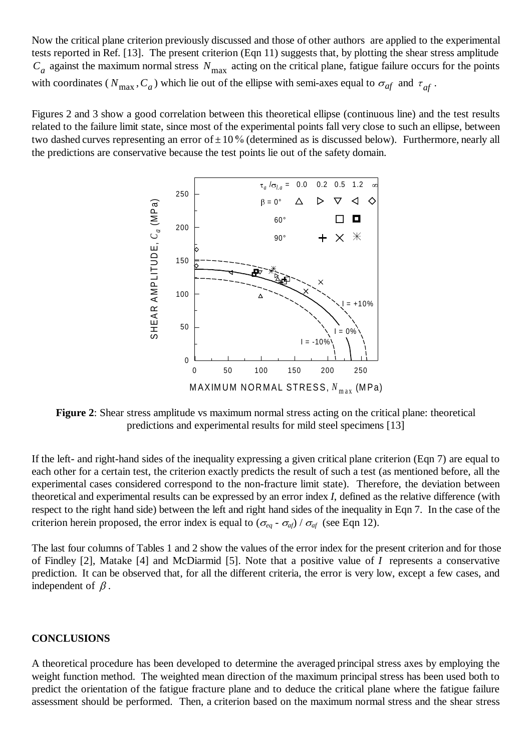Now the critical plane criterion previously discussed and those of other authors are applied to the experimental tests reported in Ref. [13]. The present criterion (Eqn 11) suggests that, by plotting the shear stress amplitude $C_a$ against the maximum normal stress $N_{\max}$ acting on the critical plane, fatigue failure occurs for the points with coordinates ($N_{\max}, C_a$) which lie out of the ellipse with semi-axes equal to $\sigma_{af}$ and $\tau_{af}$.

Figures 2 and 3 show a good correlation between this theoretical ellipse (continuous line) and the test results related to the failure limit state, since most of the experimental points fall very close to such an ellipse, between two dashed curves representing an error of $\pm 10\%$ (determined as is discussed below). Furthermore, nearly all the predictions are conservative because the test points lie out of the safety domain.

$\tau_a / \sigma_{l,a}$ = 0.0 0.2 0.5 1.2 ∞

β = 0°

60°

90°

I = +10%

I = 0%

I = -10%

SHEAR AMPLITUDE, $C_a$ (MPa)

MAXIMUM NORMAL STRESS, $N_{\max}$ (MPa)

0 50 100 150 200 250

**Figure 2**: Shear stress amplitude vs maximum normal stress acting on the critical plane: theoretical predictions and experimental results for mild steel specimens [13]

If the left- and right-hand sides of the inequality expressing a given critical plane criterion (Eqn 7) are equal to each other for a certain test, the criterion exactly predicts the result of such a test (as mentioned before, all the experimental cases considered correspond to the non-fracture limit state). Therefore, the deviation between theoretical and experimental results can be expressed by an error index *I*, defined as the relative difference (with respect to the right hand side) between the left and right hand sides of the inequality in Eqn 7. In the case of the criterion herein proposed, the error index is equal to $(\sigma_{eq} - \sigma_{af}) / \sigma_{af}$ (see Eqn 12).

The last four columns of Tables 1 and 2 show the values of the error index for the present criterion and for those of Findley [2], Matake [4] and McDiarmid [5]. Note that a positive value of $I$ represents a conservative prediction. It can be observed that, for all the different criteria, the error is very low, except a few cases, and independent of $\beta$.

## CONCLUSIONS

A theoretical procedure has been developed to determine the averaged principal stress axes by employing the weight function method. The weighted mean direction of the maximum principal stress has been used both to predict the orientation of the fatigue fracture plane and to deduce the critical plane where the fatigue failure assessment should be performed. Then, a criterion based on the maximum normal stress and the shear stress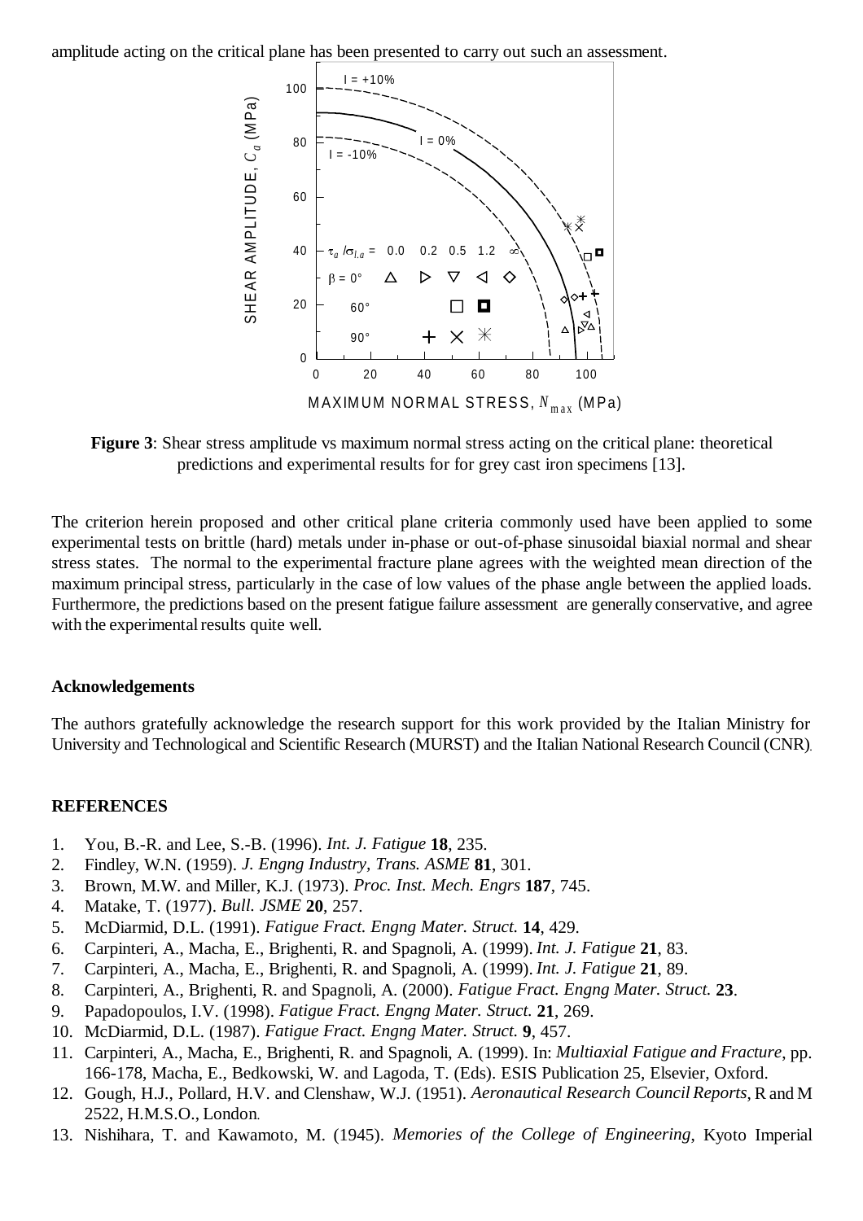amplitude acting on the critical plane has been presented to carry out such an assessment.

I = +10%
I = 0%
I = -10%
SHEAR AMPLITUDE, $C_a$ (MPa)
MAXIMUM NORMAL STRESS, $N_{max}$ (MPa)
$\tau_a / \sigma_{l,a}$ = 0.0 0.2 0.5 1.2 ∞
β = 0°
60°
90°
0
20
40
60
80
100
0 20 40 60 80 100

**Figure 3**: Shear stress amplitude vs maximum normal stress acting on the critical plane: theoretical predictions and experimental results for for grey cast iron specimens [13].

The criterion herein proposed and other critical plane criteria commonly used have been applied to some experimental tests on brittle (hard) metals under in-phase or out-of-phase sinusoidal biaxial normal and shear stress states. The normal to the experimental fracture plane agrees with the weighted mean direction of the maximum principal stress, particularly in the case of low values of the phase angle between the applied loads. Furthermore, the predictions based on the present fatigue failure assessment are generally conservative, and agree with the experimental results quite well.

**Acknowledgements**

The authors gratefully acknowledge the research support for this work provided by the Italian Ministry for University and Technological and Scientific Research (MURST) and the Italian National Research Council (CNR).

**REFERENCES**

1. You, B.-R. and Lee, S.-B. (1996). *Int. J. Fatigue* **18**, 235.
2. Findley, W.N. (1959). *J. Engng Industry, Trans. ASME* **81**, 301.
3. Brown, M.W. and Miller, K.J. (1973). *Proc. Inst. Mech. Engrs* **187**, 745.
4. Matake, T. (1977). *Bull. JSME* **20**, 257.
5. McDiarmid, D.L. (1991). *Fatigue Fract. Engng Mater. Struct.* **14**, 429.
6. Carpinteri, A., Macha, E., Brighenti, R. and Spagnoli, A. (1999). *Int. J. Fatigue* **21**, 83.
7. Carpinteri, A., Macha, E., Brighenti, R. and Spagnoli, A. (1999). *Int. J. Fatigue* **21**, 89.
8. Carpinteri, A., Brighenti, R. and Spagnoli, A. (2000). *Fatigue Fract. Engng Mater. Struct.* **23**.
9. Papadopoulos, I.V. (1998). *Fatigue Fract. Engng Mater. Struct.* **21**, 269.
10. McDiarmid, D.L. (1987). *Fatigue Fract. Engng Mater. Struct.* **9**, 457.
11. Carpinteri, A., Macha, E., Brighenti, R. and Spagnoli, A. (1999). In: *Multiaxial Fatigue and Fracture*, pp. 166-178, Macha, E., Bedkowski, W. and Lagoda, T. (Eds). ESIS Publication 25, Elsevier, Oxford.
12. Gough, H.J., Pollard, H.V. and Clenshaw, W.J. (1951). *Aeronautical Research Council Reports*, R and M 2522, H.M.S.O., London.
13. Nishihara, T. and Kawamoto, M. (1945). *Memories of the College of Engineering*, Kyoto Imperial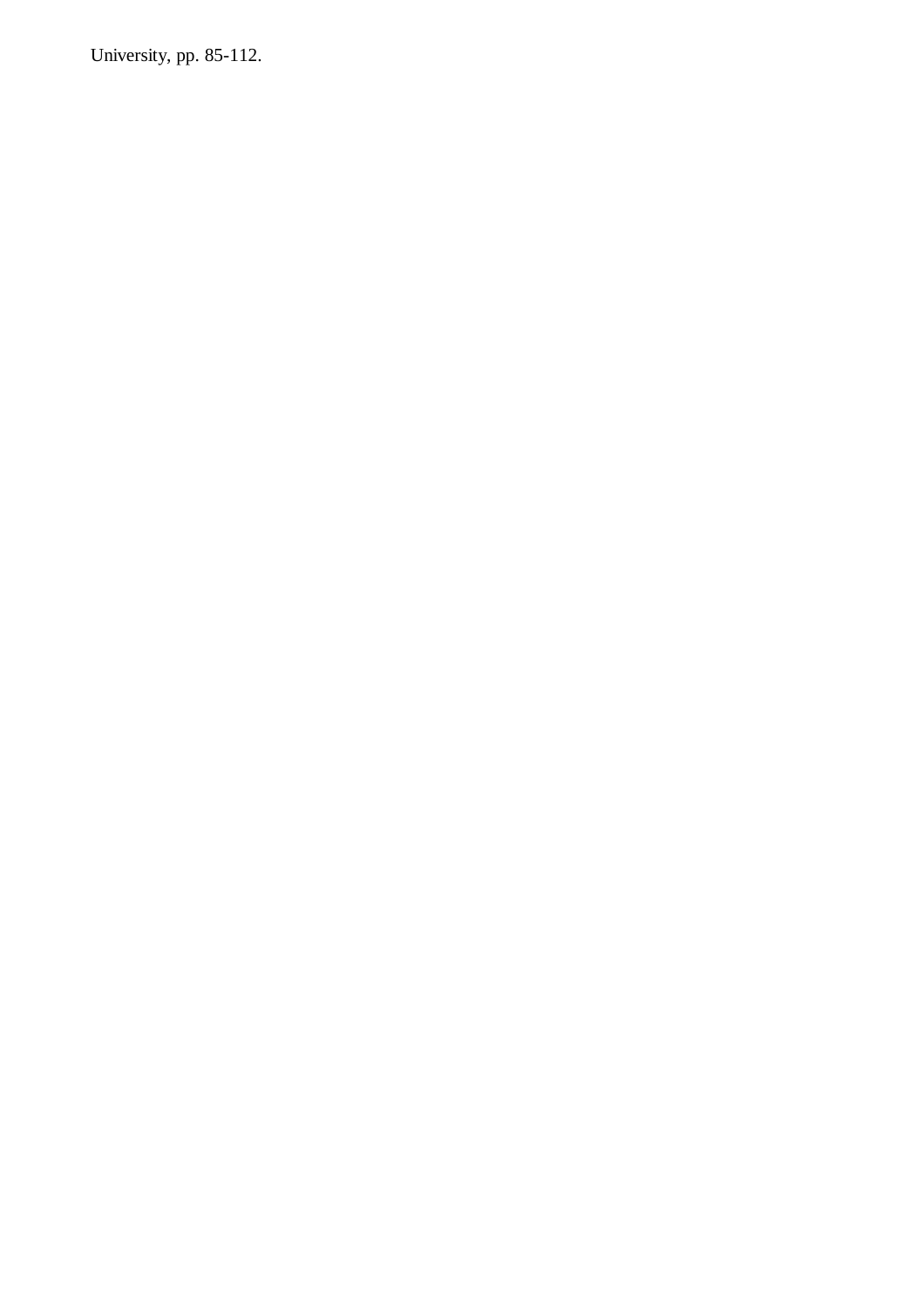University, pp. 85-112.